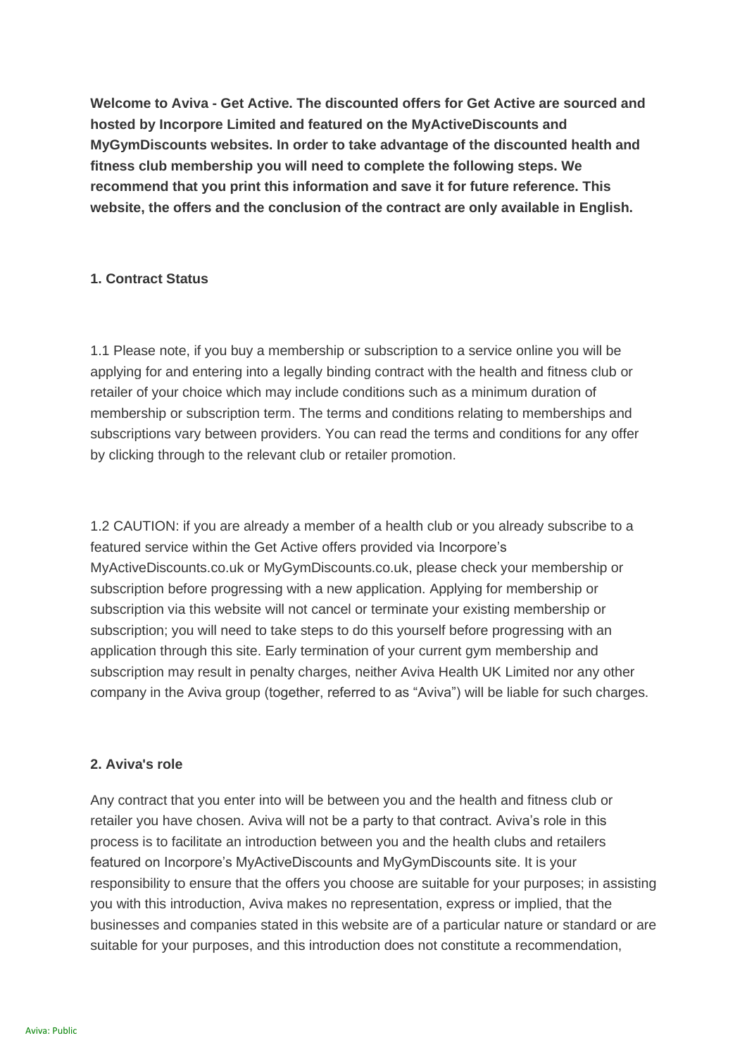**Welcome to Aviva - Get Active. The discounted offers for Get Active are sourced and hosted by Incorpore Limited and featured on the MyActiveDiscounts and MyGymDiscounts websites. In order to take advantage of the discounted health and fitness club membership you will need to complete the following steps. We recommend that you print this information and save it for future reference. This website, the offers and the conclusion of the contract are only available in English.**

## 1. Contract Status

1.1 Please note, if you buy a membership or subscription to a service online you will be applying for and entering into a legally binding contract with the health and fitness club or retailer of your choice which may include conditions such as a minimum duration of membership or subscription term. The terms and conditions relating to memberships and subscriptions vary between providers. You can read the terms and conditions for any offer by clicking through to the relevant club or retailer promotion.

1.2 CAUTION: if you are already a member of a health club or you already subscribe to a featured service within the Get Active offers provided via Incorpore's MyActiveDiscounts.co.uk or MyGymDiscounts.co.uk, please check your membership or subscription before progressing with a new application. Applying for membership or subscription via this website will not cancel or terminate your existing membership or subscription; you will need to take steps to do this yourself before progressing with an application through this site. Early termination of your current gym membership and subscription may result in penalty charges, neither Aviva Health UK Limited nor any other company in the Aviva group (together, referred to as "Aviva") will be liable for such charges.

## 2. Aviva's role

Any contract that you enter into will be between you and the health and fitness club or retailer you have chosen. Aviva will not be a party to that contract. Aviva's role in this process is to facilitate an introduction between you and the health clubs and retailers featured on Incorpore's MyActiveDiscounts and MyGymDiscounts site. It is your responsibility to ensure that the offers you choose are suitable for your purposes; in assisting you with this introduction, Aviva makes no representation, express or implied, that the businesses and companies stated in this website are of a particular nature or standard or are suitable for your purposes, and this introduction does not constitute a recommendation,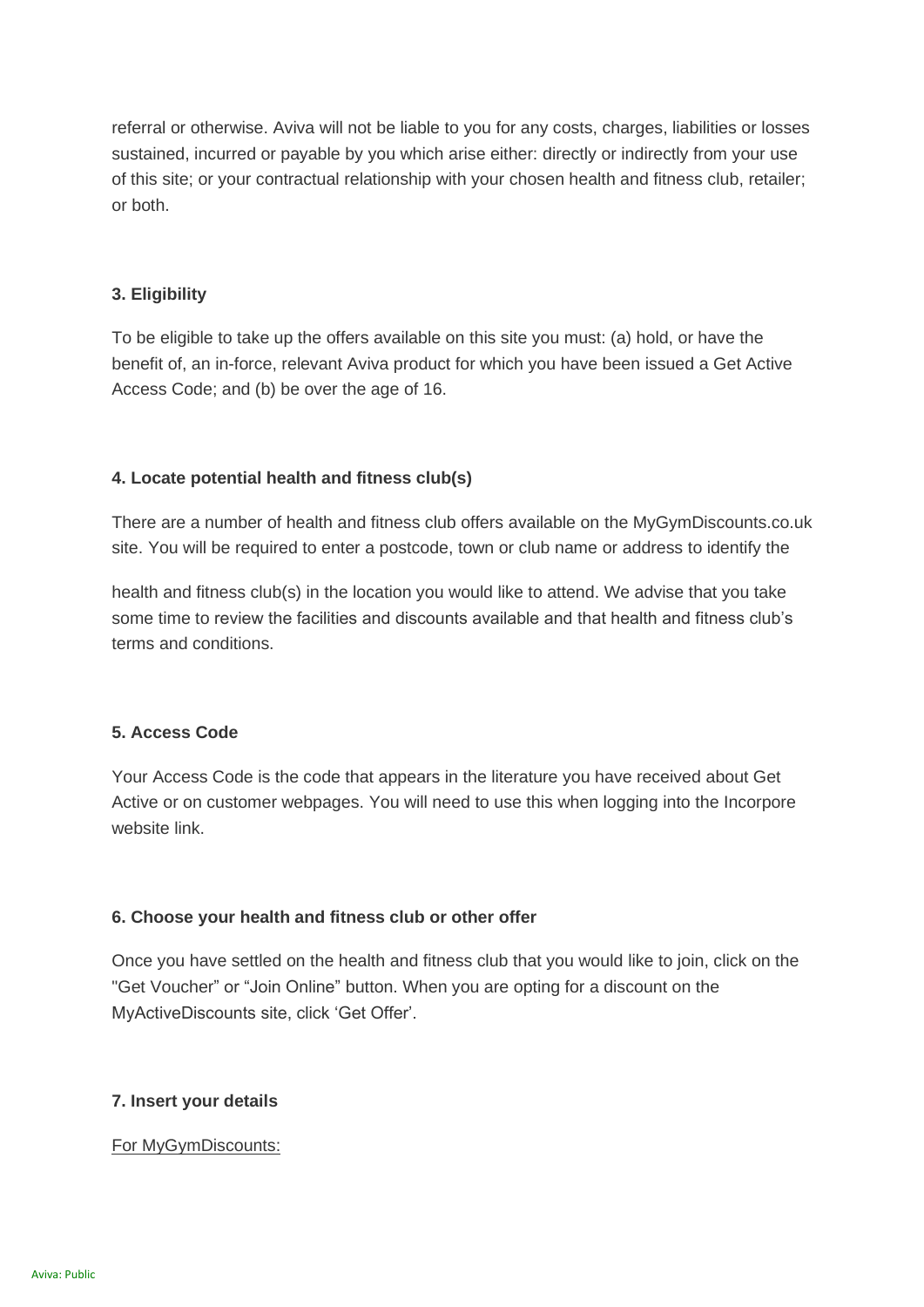referral or otherwise. Aviva will not be liable to you for any costs, charges, liabilities or losses sustained, incurred or payable by you which arise either: directly or indirectly from your use of this site; or your contractual relationship with your chosen health and fitness club, retailer; or both.

**3. Eligibility**

To be eligible to take up the offers available on this site you must: (a) hold, or have the benefit of, an in-force, relevant Aviva product for which you have been issued a Get Active Access Code; and (b) be over the age of 16.

**4. Locate potential health and fitness club(s)**

There are a number of health and fitness club offers available on the MyGymDiscounts.co.uk site. You will be required to enter a postcode, town or club name or address to identify the health and fitness club(s) in the location you would like to attend. We advise that you take some time to review the facilities and discounts available and that health and fitness club's terms and conditions.

**5. Access Code**

Your Access Code is the code that appears in the literature you have received about Get Active or on customer webpages. You will need to use this when logging into the Incorpore website link.

**6. Choose your health and fitness club or other offer**

Once you have settled on the health and fitness club that you would like to join, click on the "Get Voucher" or "Join Online" button. When you are opting for a discount on the MyActiveDiscounts site, click 'Get Offer'.

**7. Insert your details**

For MyGymDiscounts: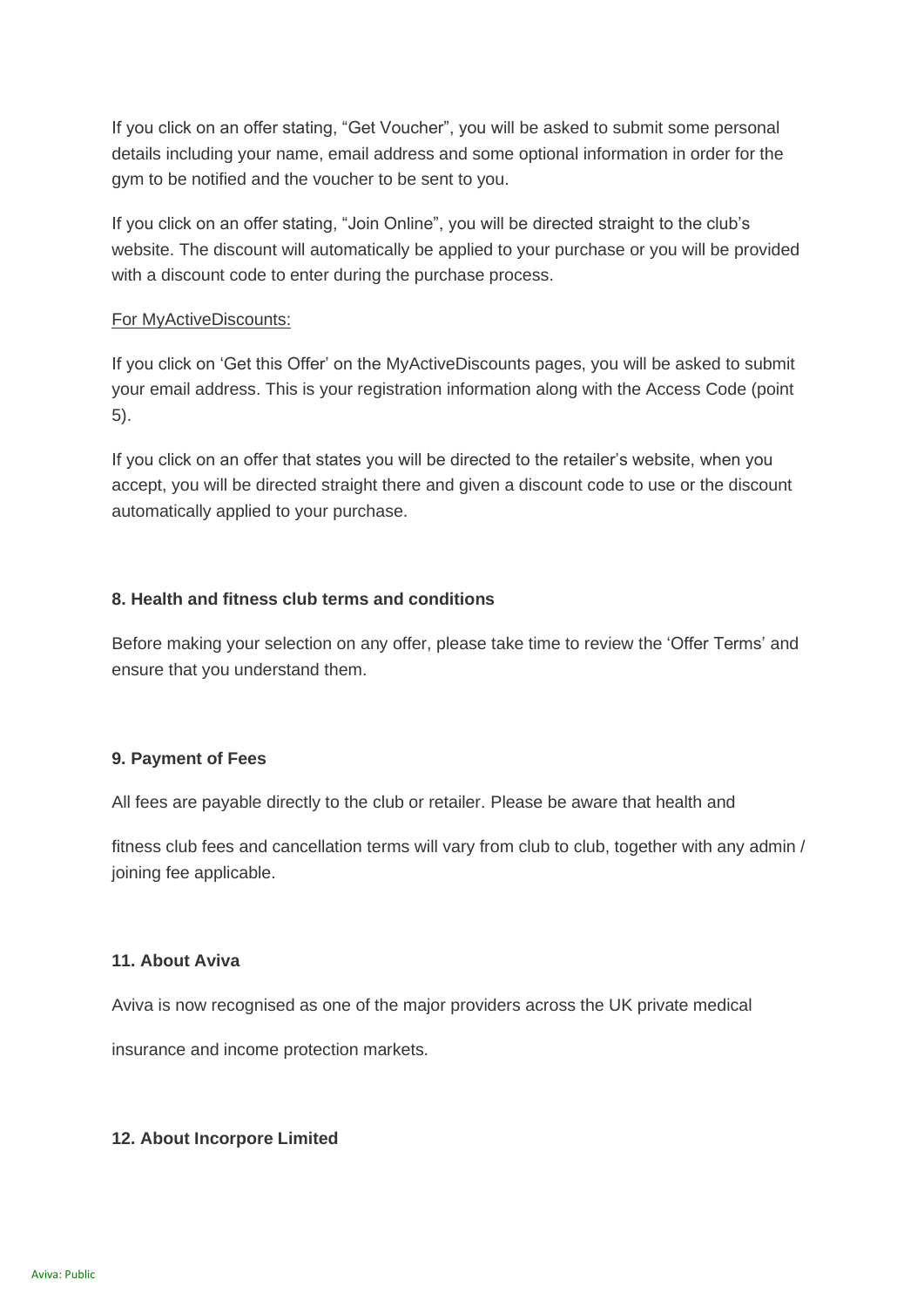If you click on an offer stating, “Get Voucher”, you will be asked to submit some personal details including your name, email address and some optional information in order for the gym to be notified and the voucher to be sent to you.

If you click on an offer stating, “Join Online”, you will be directed straight to the club’s website. The discount will automatically be applied to your purchase or you will be provided with a discount code to enter during the purchase process.

<u>For MyActiveDiscounts:</u>

If you click on ‘Get this Offer’ on the MyActiveDiscounts pages, you will be asked to submit your email address. This is your registration information along with the Access Code (point 5).

If you click on an offer that states you will be directed to the retailer’s website, when you accept, you will be directed straight there and given a discount code to use or the discount automatically applied to your purchase.

**8. Health and fitness club terms and conditions**

Before making your selection on any offer, please take time to review the ‘Offer Terms’ and ensure that you understand them.

**9. Payment of Fees**

All fees are payable directly to the club or retailer. Please be aware that health and fitness club fees and cancellation terms will vary from club to club, together with any admin / joining fee applicable.

**11. About Aviva**

Aviva is now recognised as one of the major providers across the UK private medical insurance and income protection markets.

**12. About Incorpore Limited**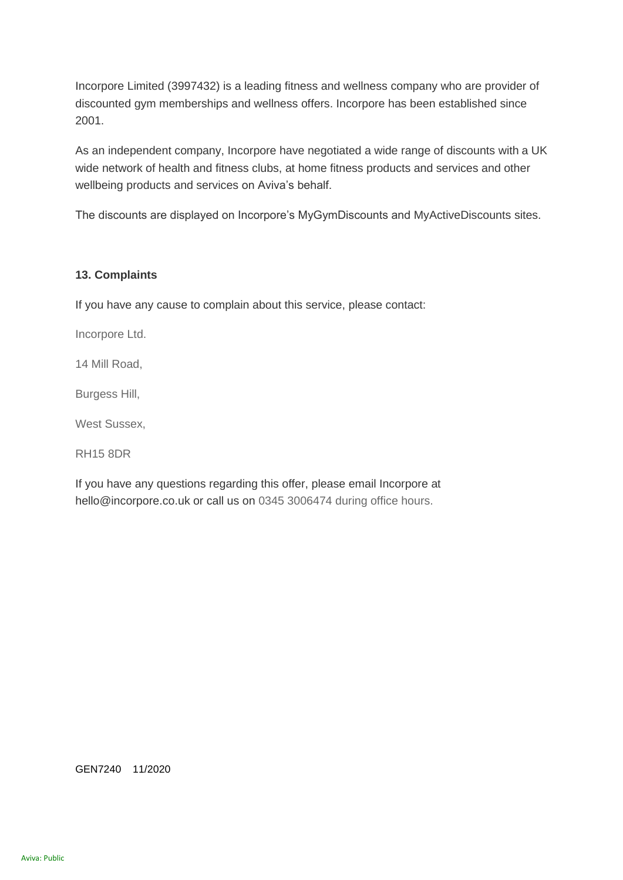Incorpore Limited (3997432) is a leading fitness and wellness company who are provider of discounted gym memberships and wellness offers. Incorpore has been established since 2001.

As an independent company, Incorpore have negotiated a wide range of discounts with a UK wide network of health and fitness clubs, at home fitness products and services and other wellbeing products and services on Aviva's behalf.

The discounts are displayed on Incorpore's MyGymDiscounts and MyActiveDiscounts sites.

### 13. Complaints

If you have any cause to complain about this service, please contact:

Incorpore Ltd.

14 Mill Road,

Burgess Hill,

West Sussex,

RH15 8DR

If you have any questions regarding this offer, please email Incorpore at hello@incorpore.co.uk or call us on 0345 3006474 during office hours.

GEN7240 11/2020

Aviva: Public